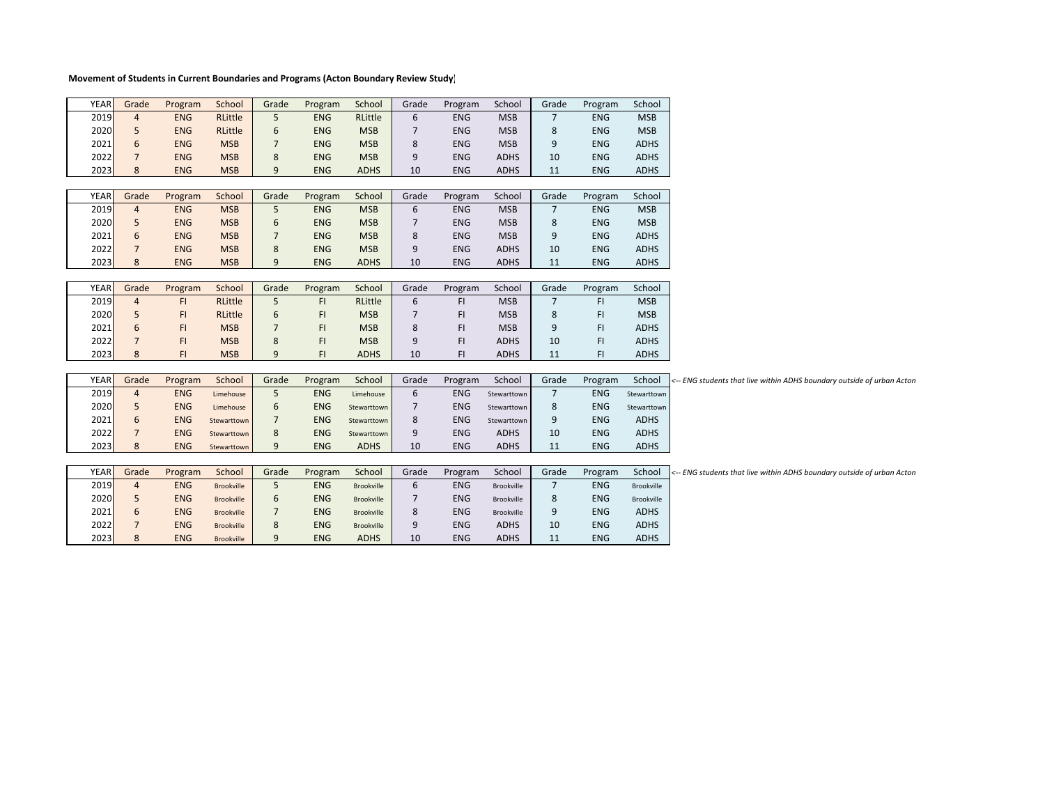**Movement of Students in Current Boundaries and Programs (Acton Boundary Review Study)**

| YEAR | Grade | Program | School | Grade | Program | School | Grade | Program | School | Grade | Program | School |
|---|---|---|---|---|---|---|---|---|---|---|---|---|
| 2019 | 4 | ENG | RLittle | 5 | ENG | RLittle | 6 | ENG | MSB | 7 | ENG | MSB |
| 2020 | 5 | ENG | RLittle | 6 | ENG | MSB | 7 | ENG | MSB | 8 | ENG | MSB |
| 2021 | 6 | ENG | MSB | 7 | ENG | MSB | 8 | ENG | MSB | 9 | ENG | ADHS |
| 2022 | 7 | ENG | MSB | 8 | ENG | MSB | 9 | ENG | ADHS | 10 | ENG | ADHS |
| 2023 | 8 | ENG | MSB | 9 | ENG | ADHS | 10 | ENG | ADHS | 11 | ENG | ADHS |

| YEAR | Grade | Program | School | Grade | Program | School | Grade | Program | School | Grade | Program | School |
|---|---|---|---|---|---|---|---|---|---|---|---|---|
| 2019 | 4 | ENG | MSB | 5 | ENG | MSB | 6 | ENG | MSB | 7 | ENG | MSB |
| 2020 | 5 | ENG | MSB | 6 | ENG | MSB | 7 | ENG | MSB | 8 | ENG | MSB |
| 2021 | 6 | ENG | MSB | 7 | ENG | MSB | 8 | ENG | MSB | 9 | ENG | ADHS |
| 2022 | 7 | ENG | MSB | 8 | ENG | MSB | 9 | ENG | ADHS | 10 | ENG | ADHS |
| 2023 | 8 | ENG | MSB | 9 | ENG | ADHS | 10 | ENG | ADHS | 11 | ENG | ADHS |

| YEAR | Grade | Program | School | Grade | Program | School | Grade | Program | School | Grade | Program | School |
|---|---|---|---|---|---|---|---|---|---|---|---|---|
| 2019 | 4 | FI | RLittle | 5 | FI | RLittle | 6 | FI | MSB | 7 | FI | MSB |
| 2020 | 5 | FI | RLittle | 6 | FI | MSB | 7 | FI | MSB | 8 | FI | MSB |
| 2021 | 6 | FI | MSB | 7 | FI | MSB | 8 | FI | MSB | 9 | FI | ADHS |
| 2022 | 7 | FI | MSB | 8 | FI | MSB | 9 | FI | ADHS | 10 | FI | ADHS |
| 2023 | 8 | FI | MSB | 9 | FI | ADHS | 10 | FI | ADHS | 11 | FI | ADHS |

*<-- ENG students that live within ADHS boundary outside of urban Acton*

| YEAR | Grade | Program | School | Grade | Program | School | Grade | Program | School | Grade | Program | School |
|---|---|---|---|---|---|---|---|---|---|---|---|---|
| 2019 | 4 | ENG | Limehouse | 5 | ENG | Limehouse | 6 | ENG | Stewarttown | 7 | ENG | Stewarttown |
| 2020 | 5 | ENG | Limehouse | 6 | ENG | Stewarttown | 7 | ENG | Stewarttown | 8 | ENG | Stewarttown |
| 2021 | 6 | ENG | Stewarttown | 7 | ENG | Stewarttown | 8 | ENG | Stewarttown | 9 | ENG | ADHS |
| 2022 | 7 | ENG | Stewarttown | 8 | ENG | Stewarttown | 9 | ENG | ADHS | 10 | ENG | ADHS |
| 2023 | 8 | ENG | Stewarttown | 9 | ENG | ADHS | 10 | ENG | ADHS | 11 | ENG | ADHS |

*<-- ENG students that live within ADHS boundary outside of urban Acton*

| YEAR | Grade | Program | School | Grade | Program | School | Grade | Program | School | Grade | Program | School |
|---|---|---|---|---|---|---|---|---|---|---|---|---|
| 2019 | 4 | ENG | Brookville | 5 | ENG | Brookville | 6 | ENG | Brookville | 7 | ENG | Brookville |
| 2020 | 5 | ENG | Brookville | 6 | ENG | Brookville | 7 | ENG | Brookville | 8 | ENG | Brookville |
| 2021 | 6 | ENG | Brookville | 7 | ENG | Brookville | 8 | ENG | Brookville | 9 | ENG | ADHS |
| 2022 | 7 | ENG | Brookville | 8 | ENG | Brookville | 9 | ENG | ADHS | 10 | ENG | ADHS |
| 2023 | 8 | ENG | Brookville | 9 | ENG | ADHS | 10 | ENG | ADHS | 11 | ENG | ADHS |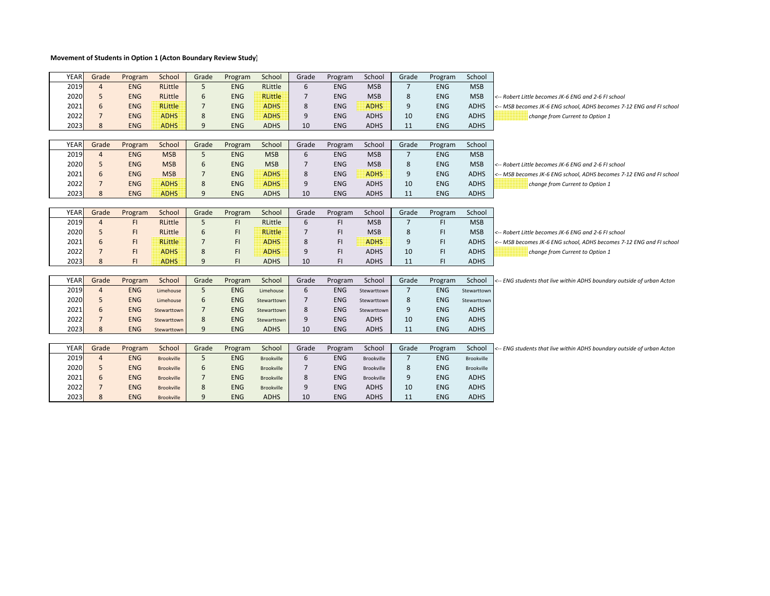**Movement of Students in Option 1 (Acton Boundary Review Study)**

| YEAR | Grade | Program | School | Grade | Program | School | Grade | Program | School | Grade | Program | School | |
|---|---|---|---|---|---|---|---|---|---|---|---|---|---|
| 2019 | 4 | ENG | RLittle | 5 | ENG | RLittle | 6 | ENG | MSB | 7 | ENG | MSB | |
| 2020 | 5 | ENG | RLittle | 6 | ENG | RLittle | 7 | ENG | MSB | 8 | ENG | MSB | *<-- Robert Little becomes JK-6 ENG and 2-6 FI school* |
| 2021 | 6 | ENG | RLittle | 7 | ENG | ADHS | 8 | ENG | ADHS | 9 | ENG | ADHS | *<-- MSB becomes JK-6 ENG school, ADHS becomes 7-12 ENG and FI school* |
| 2022 | 7 | ENG | ADHS | 8 | ENG | ADHS | 9 | ENG | ADHS | 10 | ENG | ADHS | *change from Current to Option 1* |
| 2023 | 8 | ENG | ADHS | 9 | ENG | ADHS | 10 | ENG | ADHS | 11 | ENG | ADHS | |

| YEAR | Grade | Program | School | Grade | Program | School | Grade | Program | School | Grade | Program | School | |
|---|---|---|---|---|---|---|---|---|---|---|---|---|---|
| 2019 | 4 | ENG | MSB | 5 | ENG | MSB | 6 | ENG | MSB | 7 | ENG | MSB | |
| 2020 | 5 | ENG | MSB | 6 | ENG | MSB | 7 | ENG | MSB | 8 | ENG | MSB | *<-- Robert Little becomes JK-6 ENG and 2-6 FI school* |
| 2021 | 6 | ENG | MSB | 7 | ENG | ADHS | 8 | ENG | ADHS | 9 | ENG | ADHS | *<-- MSB becomes JK-6 ENG school, ADHS becomes 7-12 ENG and FI school* |
| 2022 | 7 | ENG | ADHS | 8 | ENG | ADHS | 9 | ENG | ADHS | 10 | ENG | ADHS | *change from Current to Option 1* |
| 2023 | 8 | ENG | ADHS | 9 | ENG | ADHS | 10 | ENG | ADHS | 11 | ENG | ADHS | |

| YEAR | Grade | Program | School | Grade | Program | School | Grade | Program | School | Grade | Program | School | |
|---|---|---|---|---|---|---|---|---|---|---|---|---|---|
| 2019 | 4 | FI | RLittle | 5 | FI | RLittle | 6 | FI | MSB | 7 | FI | MSB | |
| 2020 | 5 | FI | RLittle | 6 | FI | RLittle | 7 | FI | MSB | 8 | FI | MSB | *<-- Robert Little becomes JK-6 ENG and 2-6 FI school* |
| 2021 | 6 | FI | RLittle | 7 | FI | ADHS | 8 | FI | ADHS | 9 | FI | ADHS | *<-- MSB becomes JK-6 ENG school, ADHS becomes 7-12 ENG and FI school* |
| 2022 | 7 | FI | ADHS | 8 | FI | ADHS | 9 | FI | ADHS | 10 | FI | ADHS | *change from Current to Option 1* |
| 2023 | 8 | FI | ADHS | 9 | FI | ADHS | 10 | FI | ADHS | 11 | FI | ADHS | |

| YEAR | Grade | Program | School | Grade | Program | School | Grade | Program | School | Grade | Program | School | *<-- ENG students that live within ADHS boundary outside of urban Acton* |
|---|---|---|---|---|---|---|---|---|---|---|---|---|---|
| 2019 | 4 | ENG | Limehouse | 5 | ENG | Limehouse | 6 | ENG | Stewarttown | 7 | ENG | Stewarttown | |
| 2020 | 5 | ENG | Limehouse | 6 | ENG | Stewarttown | 7 | ENG | Stewarttown | 8 | ENG | Stewarttown | |
| 2021 | 6 | ENG | Stewarttown | 7 | ENG | Stewarttown | 8 | ENG | Stewarttown | 9 | ENG | ADHS | |
| 2022 | 7 | ENG | Stewarttown | 8 | ENG | Stewarttown | 9 | ENG | ADHS | 10 | ENG | ADHS | |
| 2023 | 8 | ENG | Stewarttown | 9 | ENG | ADHS | 10 | ENG | ADHS | 11 | ENG | ADHS | |

| YEAR | Grade | Program | School | Grade | Program | School | Grade | Program | School | Grade | Program | School | *<-- ENG students that live within ADHS boundary outside of urban Acton* |
|---|---|---|---|---|---|---|---|---|---|---|---|---|---|
| 2019 | 4 | ENG | Brookville | 5 | ENG | Brookville | 6 | ENG | Brookville | 7 | ENG | Brookville | |
| 2020 | 5 | ENG | Brookville | 6 | ENG | Brookville | 7 | ENG | Brookville | 8 | ENG | Brookville | |
| 2021 | 6 | ENG | Brookville | 7 | ENG | Brookville | 8 | ENG | Brookville | 9 | ENG | ADHS | |
| 2022 | 7 | ENG | Brookville | 8 | ENG | Brookville | 9 | ENG | ADHS | 10 | ENG | ADHS | |
| 2023 | 8 | ENG | Brookville | 9 | ENG | ADHS | 10 | ENG | ADHS | 11 | ENG | ADHS | |